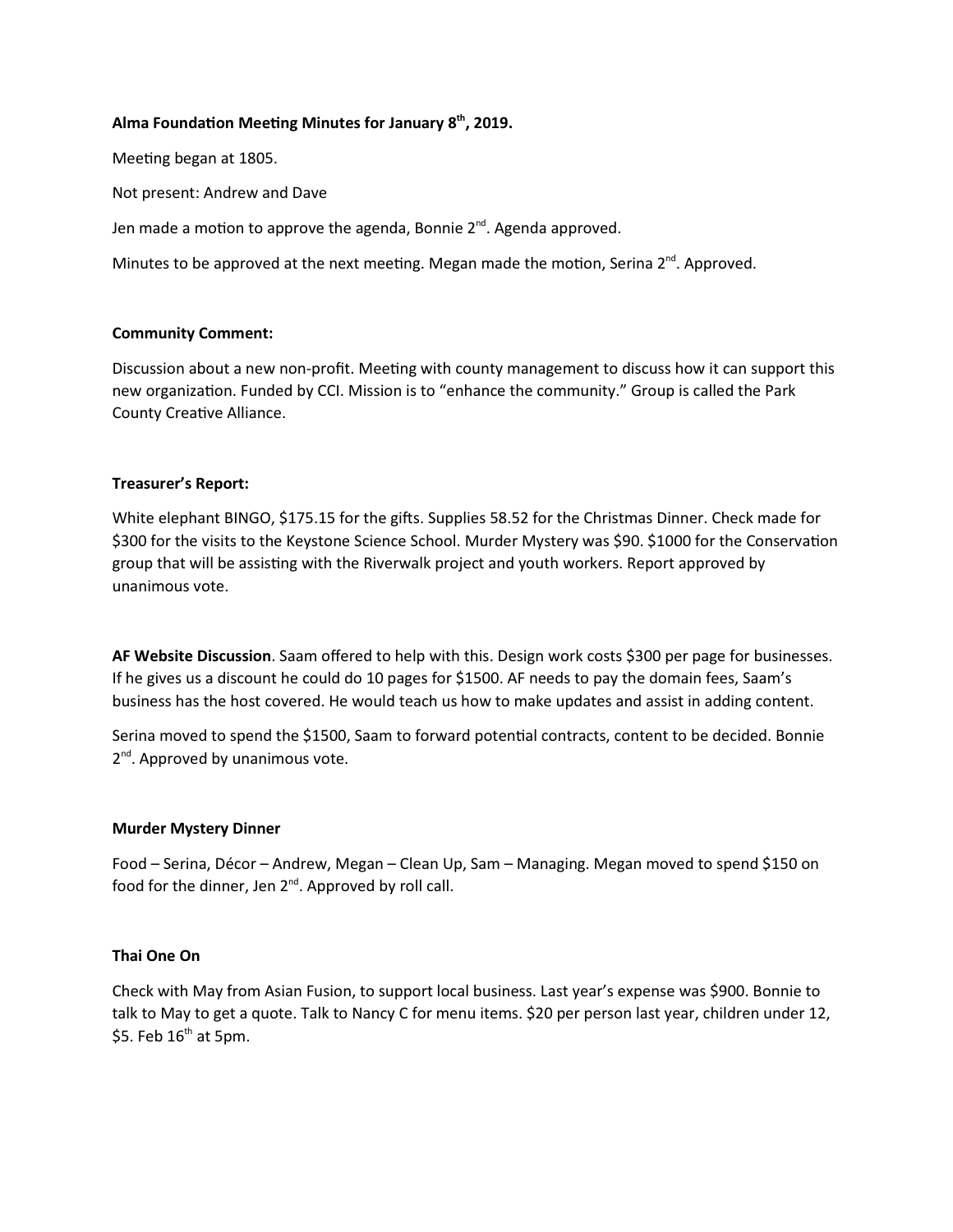**Alma Foundation Meeting Minutes for January 8th, 2019.**

Meeting began at 1805.

Not present: Andrew and Dave

Jen made a motion to approve the agenda, Bonnie 2nd. Agenda approved.

Minutes to be approved at the next meeting. Megan made the motion, Serina 2nd. Approved.

**Community Comment:**

Discussion about a new non-profit. Meeting with county management to discuss how it can support this new organization. Funded by CCI. Mission is to "enhance the community." Group is called the Park County Creative Alliance.

**Treasurer's Report:**

White elephant BINGO, $175.15 for the gifts. Supplies 58.52 for the Christmas Dinner. Check made for $300 for the visits to the Keystone Science School. Murder Mystery was $90. $1000 for the Conservation group that will be assisting with the Riverwalk project and youth workers. Report approved by unanimous vote.

**AF Website Discussion**. Saam offered to help with this. Design work costs $300 per page for businesses. If he gives us a discount he could do 10 pages for $1500. AF needs to pay the domain fees, Saam's business has the host covered. He would teach us how to make updates and assist in adding content.

Serina moved to spend the $1500, Saam to forward potential contracts, content to be decided. Bonnie 2nd. Approved by unanimous vote.

**Murder Mystery Dinner**

Food – Serina, Décor – Andrew, Megan – Clean Up, Sam – Managing. Megan moved to spend $150 on food for the dinner, Jen 2nd. Approved by roll call.

**Thai One On**

Check with May from Asian Fusion, to support local business. Last year's expense was $900. Bonnie to talk to May to get a quote. Talk to Nancy C for menu items. $20 per person last year, children under 12, $5. Feb 16th at 5pm.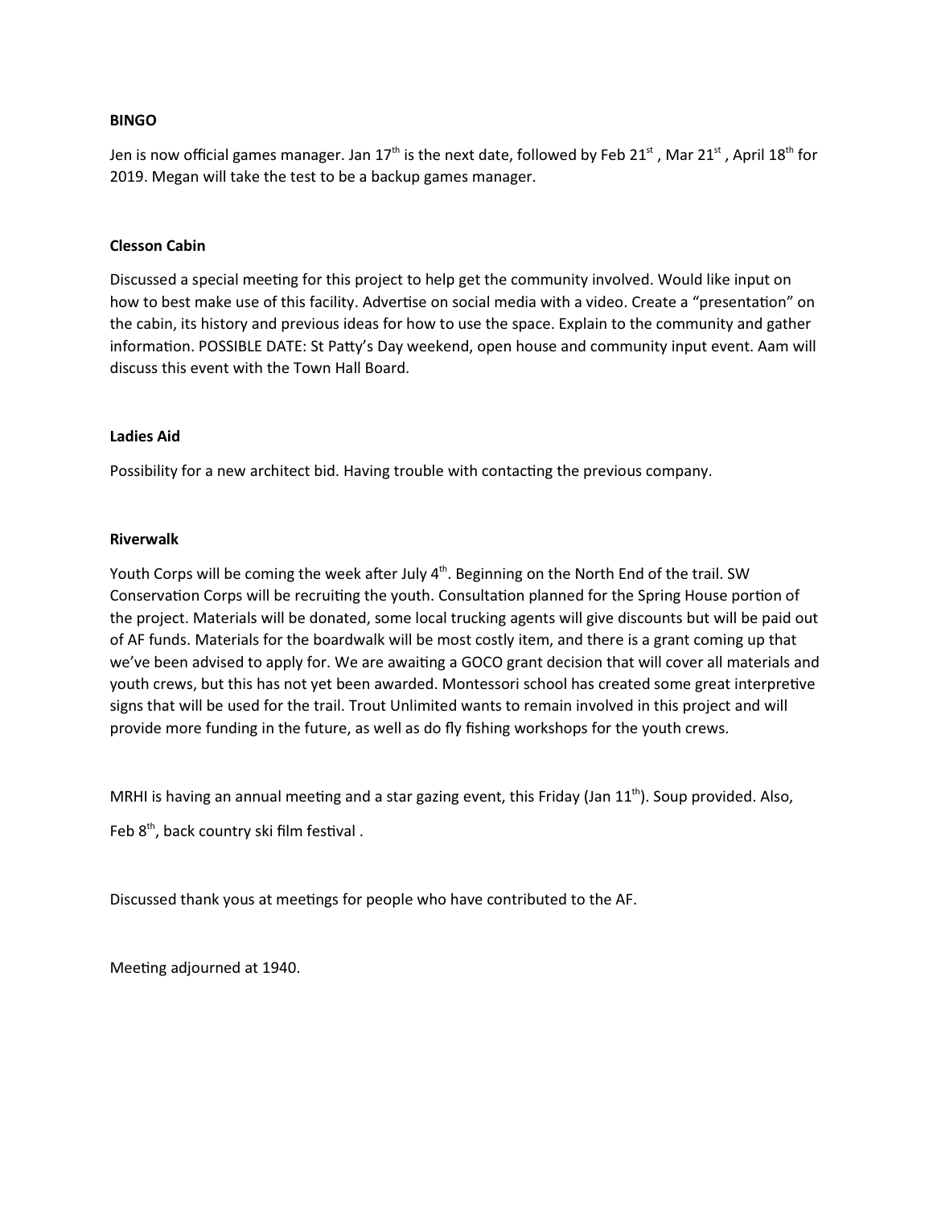**BINGO**

Jen is now official games manager. Jan 17th is the next date, followed by Feb 21st, Mar 21st, April 18th for 2019. Megan will take the test to be a backup games manager.

**Clesson Cabin**

Discussed a special meeting for this project to help get the community involved. Would like input on how to best make use of this facility. Advertise on social media with a video. Create a "presentation" on the cabin, its history and previous ideas for how to use the space. Explain to the community and gather information. POSSIBLE DATE: St Patty's Day weekend, open house and community input event. Aam will discuss this event with the Town Hall Board.

**Ladies Aid**

Possibility for a new architect bid. Having trouble with contacting the previous company.

**Riverwalk**

Youth Corps will be coming the week after July 4th. Beginning on the North End of the trail. SW Conservation Corps will be recruiting the youth. Consultation planned for the Spring House portion of the project. Materials will be donated, some local trucking agents will give discounts but will be paid out of AF funds. Materials for the boardwalk will be most costly item, and there is a grant coming up that we've been advised to apply for. We are awaiting a GOCO grant decision that will cover all materials and youth crews, but this has not yet been awarded. Montessori school has created some great interpretive signs that will be used for the trail. Trout Unlimited wants to remain involved in this project and will provide more funding in the future, as well as do fly fishing workshops for the youth crews.

MRHI is having an annual meeting and a star gazing event, this Friday (Jan 11th). Soup provided. Also,

Feb 8th, back country ski film festival .

Discussed thank yous at meetings for people who have contributed to the AF.

Meeting adjourned at 1940.